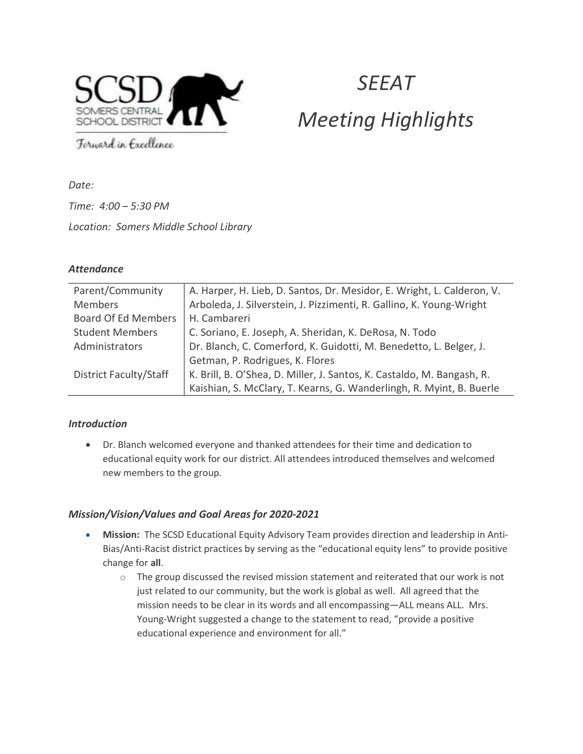# SEEAT Meeting Highlights

*Date:*

*Time: 4:00 – 5:30 PM*

*Location: Somers Middle School Library*

### *Attendance*

| | |
|---|---|
| Parent/Community Members | A. Harper, H. Lieb, D. Santos, Dr. Mesidor, E. Wright, L. Calderon, V. Arboleda, J. Silverstein, J. Pizzimenti, R. Gallino, K. Young-Wright |
| Board Of Ed Members | H. Cambareri |
| Student Members | C. Soriano, E. Joseph, A. Sheridan, K. DeRosa, N. Todo |
| Administrators | Dr. Blanch, C. Comerford, K. Guidotti, M. Benedetto, L. Belger, J. Getman, P. Rodrigues, K. Flores |
| District Faculty/Staff | K. Brill, B. O'Shea, D. Miller, J. Santos, K. Castaldo, M. Bangash, R. Kaishian, S. McClary, T. Kearns, G. Wanderlingh, R. Myint, B. Buerle |

### *Introduction*

- Dr. Blanch welcomed everyone and thanked attendees for their time and dedication to educational equity work for our district. All attendees introduced themselves and welcomed new members to the group.

### *Mission/Vision/Values and Goal Areas for 2020-2021*

- **Mission:** The SCSD Educational Equity Advisory Team provides direction and leadership in Anti-Bias/Anti-Racist district practices by serving as the "educational equity lens" to provide positive change for **all**.
  - The group discussed the revised mission statement and reiterated that our work is not just related to our community, but the work is global as well. All agreed that the mission needs to be clear in its words and all encompassing—ALL means ALL. Mrs. Young-Wright suggested a change to the statement to read, "provide a positive educational experience and environment for all."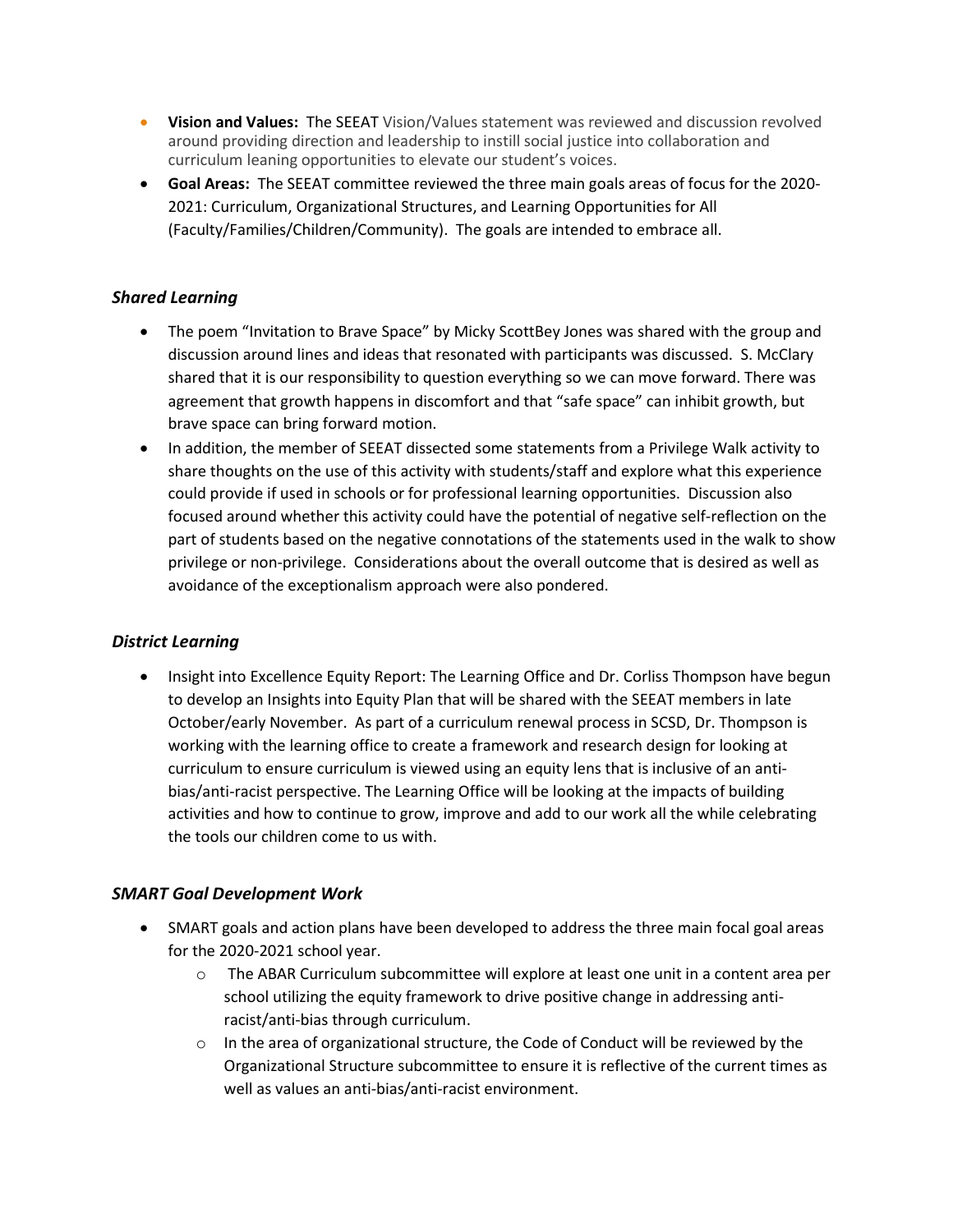- **Vision and Values:** The SEEAT Vision/Values statement was reviewed and discussion revolved around providing direction and leadership to instill social justice into collaboration and curriculum leaning opportunities to elevate our student's voices.
- **Goal Areas:** The SEEAT committee reviewed the three main goals areas of focus for the 2020-2021: Curriculum, Organizational Structures, and Learning Opportunities for All (Faculty/Families/Children/Community). The goals are intended to embrace all.

### *Shared Learning*

- The poem "Invitation to Brave Space" by Micky ScottBey Jones was shared with the group and discussion around lines and ideas that resonated with participants was discussed. S. McClary shared that it is our responsibility to question everything so we can move forward. There was agreement that growth happens in discomfort and that "safe space" can inhibit growth, but brave space can bring forward motion.
- In addition, the member of SEEAT dissected some statements from a Privilege Walk activity to share thoughts on the use of this activity with students/staff and explore what this experience could provide if used in schools or for professional learning opportunities. Discussion also focused around whether this activity could have the potential of negative self-reflection on the part of students based on the negative connotations of the statements used in the walk to show privilege or non-privilege. Considerations about the overall outcome that is desired as well as avoidance of the exceptionalism approach were also pondered.

### *District Learning*

- Insight into Excellence Equity Report: The Learning Office and Dr. Corliss Thompson have begun to develop an Insights into Equity Plan that will be shared with the SEEAT members in late October/early November. As part of a curriculum renewal process in SCSD, Dr. Thompson is working with the learning office to create a framework and research design for looking at curriculum to ensure curriculum is viewed using an equity lens that is inclusive of an anti-bias/anti-racist perspective. The Learning Office will be looking at the impacts of building activities and how to continue to grow, improve and add to our work all the while celebrating the tools our children come to us with.

### *SMART Goal Development Work*

- SMART goals and action plans have been developed to address the three main focal goal areas for the 2020-2021 school year.
  - The ABAR Curriculum subcommittee will explore at least one unit in a content area per school utilizing the equity framework to drive positive change in addressing anti-racist/anti-bias through curriculum.
  - In the area of organizational structure, the Code of Conduct will be reviewed by the Organizational Structure subcommittee to ensure it is reflective of the current times as well as values an anti-bias/anti-racist environment.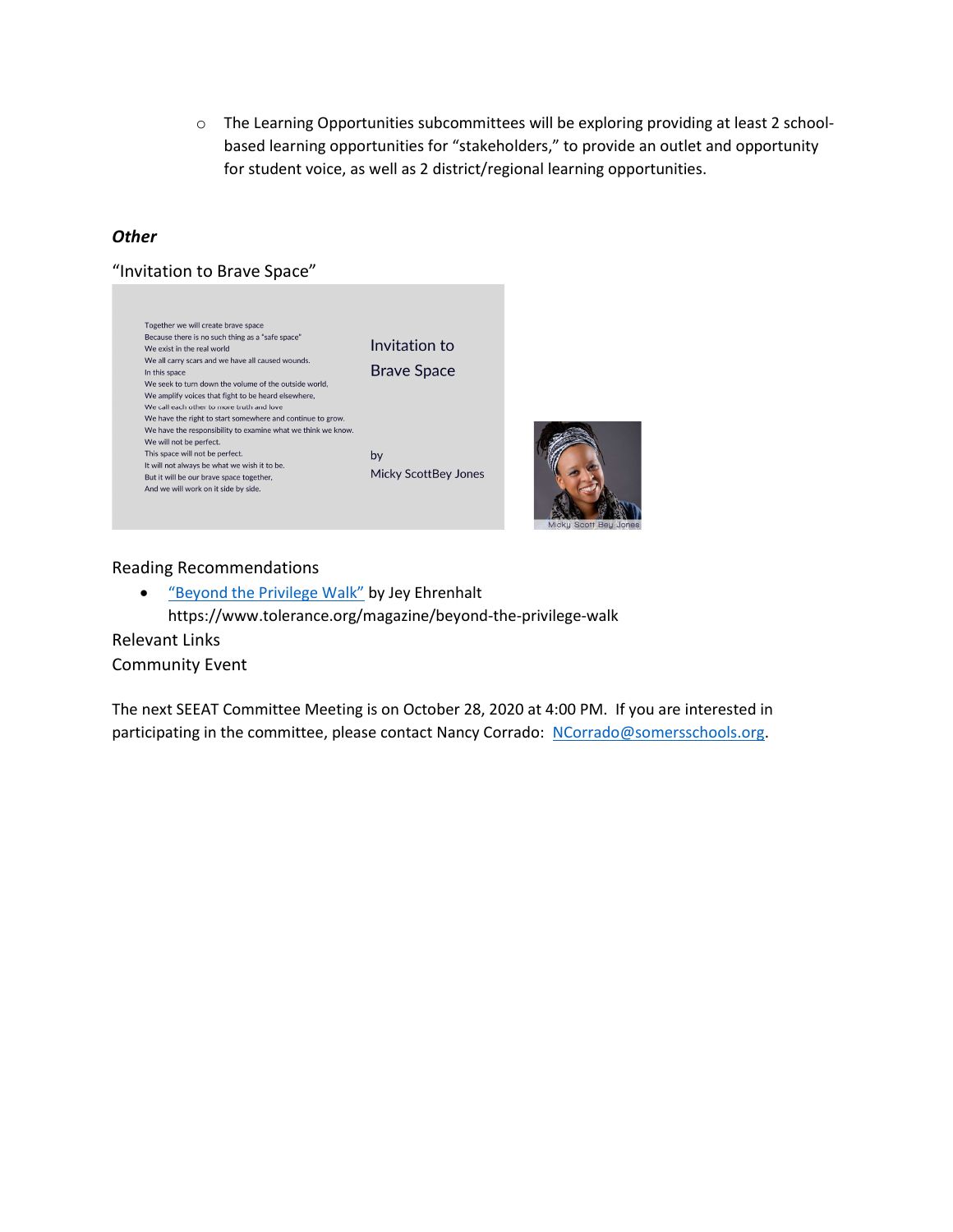- The Learning Opportunities subcommittees will be exploring providing at least 2 school-based learning opportunities for "stakeholders," to provide an outlet and opportunity for student voice, as well as 2 district/regional learning opportunities.

### *Other*

"Invitation to Brave Space"

Together we will create brave space
Because there is no such thing as a "safe space"
We exist in the real world
We all carry scars and we have all caused wounds.
In this space
We seek to turn down the volume of the outside world,
We amplify voices that fight to be heard elsewhere,
We call each other to more truth and love
We have the right to start somewhere and continue to grow.
We have the responsibility to examine what we think we know.
We will not be perfect.
This space will not be perfect.
It will not always be what we wish it to be.
But it will be our brave space together,
And we will work on it side by side.

Invitation to Brave Space

by
Micky ScottBey Jones

Micky Scott Bey Jones

Reading Recommendations

- "Beyond the Privilege Walk" by Jey Ehrenhalt
  https://www.tolerance.org/magazine/beyond-the-privilege-walk

Relevant Links

Community Event

The next SEEAT Committee Meeting is on October 28, 2020 at 4:00 PM. If you are interested in participating in the committee, please contact Nancy Corrado: NCorrado@somersschools.org.